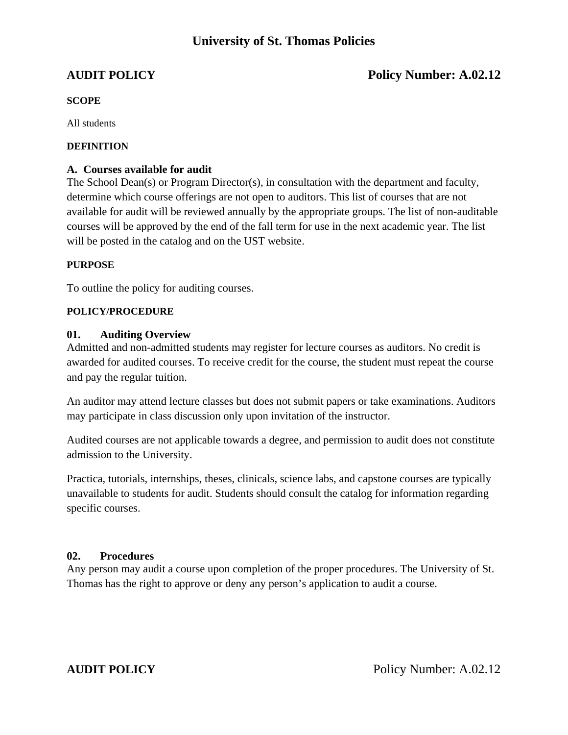# University of St. Thomas Policies

## AUDIT POLICY — Policy Number: A.02.12

**SCOPE**

All students

**DEFINITION**

**A. Courses available for audit**

The School Dean(s) or Program Director(s), in consultation with the department and faculty, determine which course offerings are not open to auditors. This list of courses that are not available for audit will be reviewed annually by the appropriate groups. The list of non-auditable courses will be approved by the end of the fall term for use in the next academic year. The list will be posted in the catalog and on the UST website.

**PURPOSE**

To outline the policy for auditing courses.

**POLICY/PROCEDURE**

**01. Auditing Overview**

Admitted and non-admitted students may register for lecture courses as auditors. No credit is awarded for audited courses. To receive credit for the course, the student must repeat the course and pay the regular tuition.

An auditor may attend lecture classes but does not submit papers or take examinations. Auditors may participate in class discussion only upon invitation of the instructor.

Audited courses are not applicable towards a degree, and permission to audit does not constitute admission to the University.

Practica, tutorials, internships, theses, clinicals, science labs, and capstone courses are typically unavailable to students for audit. Students should consult the catalog for information regarding specific courses.

**02. Procedures**

Any person may audit a course upon completion of the proper procedures. The University of St. Thomas has the right to approve or deny any person's application to audit a course.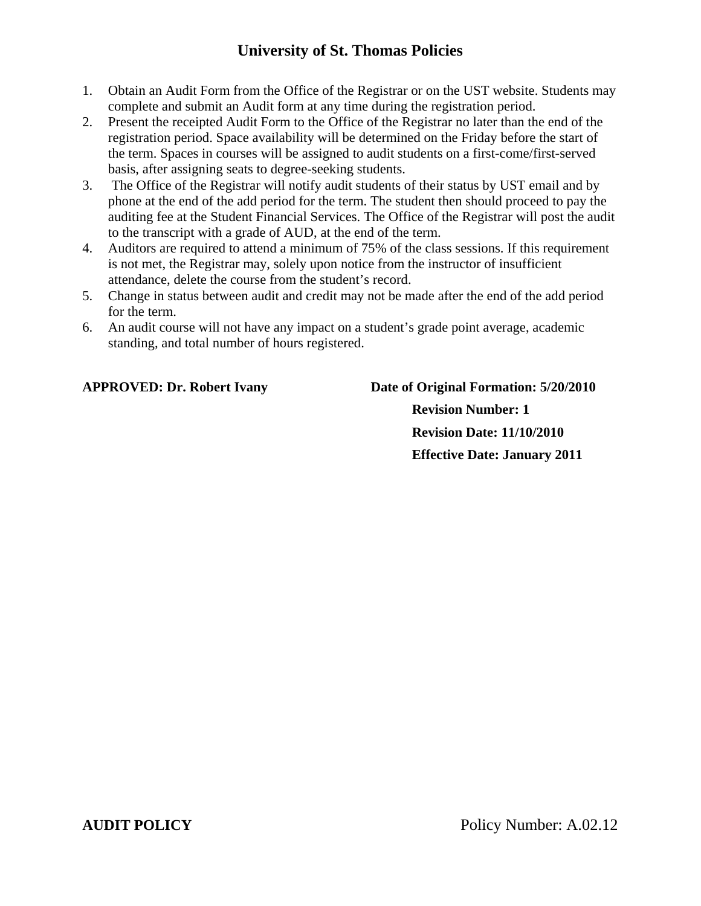1. Obtain an Audit Form from the Office of the Registrar or on the UST website. Students may complete and submit an Audit form at any time during the registration period.
2. Present the receipted Audit Form to the Office of the Registrar no later than the end of the registration period. Space availability will be determined on the Friday before the start of the term. Spaces in courses will be assigned to audit students on a first-come/first-served basis, after assigning seats to degree-seeking students.
3. The Office of the Registrar will notify audit students of their status by UST email and by phone at the end of the add period for the term. The student then should proceed to pay the auditing fee at the Student Financial Services. The Office of the Registrar will post the audit to the transcript with a grade of AUD, at the end of the term.
4. Auditors are required to attend a minimum of 75% of the class sessions. If this requirement is not met, the Registrar may, solely upon notice from the instructor of insufficient attendance, delete the course from the student's record.
5. Change in status between audit and credit may not be made after the end of the add period for the term.
6. An audit course will not have any impact on a student's grade point average, academic standing, and total number of hours registered.

**APPROVED: Dr. Robert Ivany**

**Date of Original Formation: 5/20/2010**

**Revision Number: 1**

**Revision Date: 11/10/2010**

**Effective Date: January 2011**